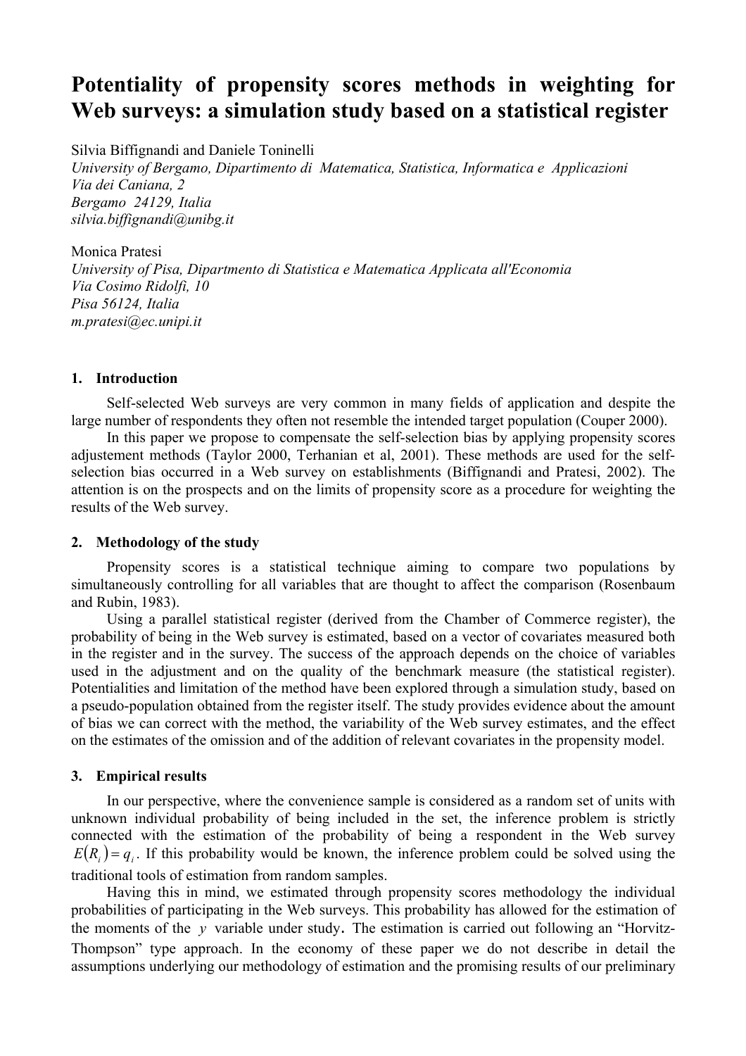# Potentiality of propensity scores methods in weighting for Web surveys: a simulation study based on a statistical register

Silvia Biffignandi and Daniele Toninelli
*University of Bergamo, Dipartimento di Matematica, Statistica, Informatica e Applicazioni*
*Via dei Caniana, 2*
*Bergamo 24129, Italia*
*silvia.biffignandi@unibg.it*

Monica Pratesi
*University of Pisa, Dipartmento di Statistica e Matematica Applicata all'Economia*
*Via Cosimo Ridolfi, 10*
*Pisa 56124, Italia*
*m.pratesi@ec.unipi.it*

## 1. Introduction

Self-selected Web surveys are very common in many fields of application and despite the large number of respondents they often not resemble the intended target population (Couper 2000).

In this paper we propose to compensate the self-selection bias by applying propensity scores adjustement methods (Taylor 2000, Terhanian et al, 2001). These methods are used for the self-selection bias occurred in a Web survey on establishments (Biffignandi and Pratesi, 2002). The attention is on the prospects and on the limits of propensity score as a procedure for weighting the results of the Web survey.

## 2. Methodology of the study

Propensity scores is a statistical technique aiming to compare two populations by simultaneously controlling for all variables that are thought to affect the comparison (Rosenbaum and Rubin, 1983).

Using a parallel statistical register (derived from the Chamber of Commerce register), the probability of being in the Web survey is estimated, based on a vector of covariates measured both in the register and in the survey. The success of the approach depends on the choice of variables used in the adjustment and on the quality of the benchmark measure (the statistical register). Potentialities and limitation of the method have been explored through a simulation study, based on a pseudo-population obtained from the register itself. The study provides evidence about the amount of bias we can correct with the method, the variability of the Web survey estimates, and the effect on the estimates of the omission and of the addition of relevant covariates in the propensity model.

## 3. Empirical results

In our perspective, where the convenience sample is considered as a random set of units with unknown individual probability of being included in the set, the inference problem is strictly connected with the estimation of the probability of being a respondent in the Web survey $E(R_i) = q_i$. If this probability would be known, the inference problem could be solved using the traditional tools of estimation from random samples.

Having this in mind, we estimated through propensity scores methodology the individual probabilities of participating in the Web surveys. This probability has allowed for the estimation of the moments of the $y$ variable under study. The estimation is carried out following an "Horvitz-Thompson" type approach. In the economy of these paper we do not describe in detail the assumptions underlying our methodology of estimation and the promising results of our preliminary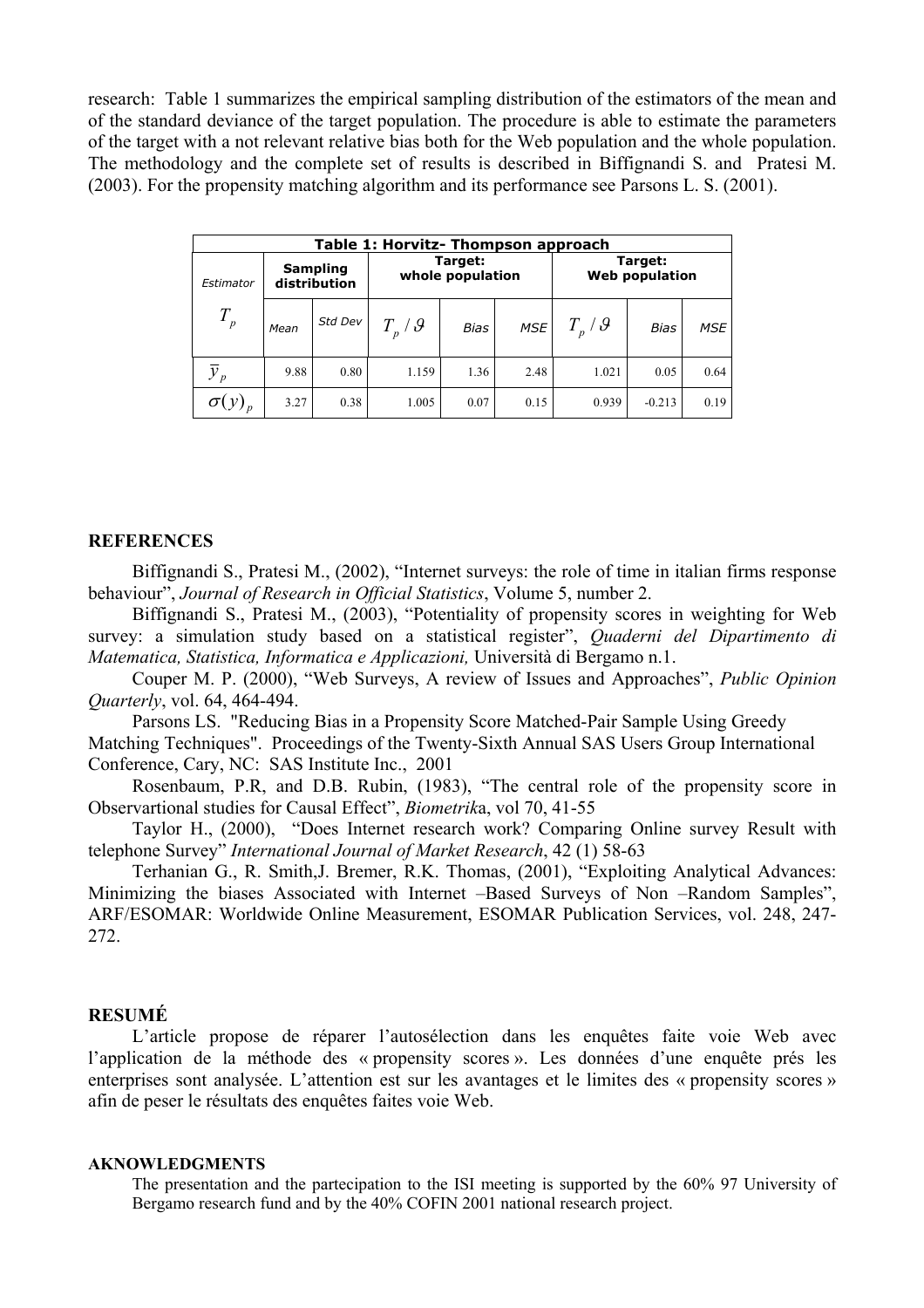research: Table 1 summarizes the empirical sampling distribution of the estimators of the mean and of the standard deviance of the target population. The procedure is able to estimate the parameters of the target with a not relevant relative bias both for the Web population and the whole population. The methodology and the complete set of results is described in Biffignandi S. and Pratesi M. (2003). For the propensity matching algorithm and its performance see Parsons L. S. (2001).

| Table 1: Horvitz- Thompson approach | | | | | | | | |
|---|---|---|---|---|---|---|---|---|
| *Estimator* | **Sampling distribution** | | **Target: whole population** | | | **Target: Web population** | | |
| $T_p$ | *Mean* | *Std Dev* | $T_p / \vartheta$ | *Bias* | *MSE* | $T_p / \vartheta$ | *Bias* | *MSE* |
| $\bar{y}_p$ | 9.88 | 0.80 | 1.159 | 1.36 | 2.48 | 1.021 | 0.05 | 0.64 |
| $\sigma(y)_p$ | 3.27 | 0.38 | 1.005 | 0.07 | 0.15 | 0.939 | -0.213 | 0.19 |

## REFERENCES

Biffignandi S., Pratesi M., (2002), "Internet surveys: the role of time in italian firms response behaviour", *Journal of Research in Official Statistics*, Volume 5, number 2.

Biffignandi S., Pratesi M., (2003), "Potentiality of propensity scores in weighting for Web survey: a simulation study based on a statistical register", *Quaderni del Dipartimento di Matematica, Statistica, Informatica e Applicazioni,* Università di Bergamo n.1.

Couper M. P. (2000), "Web Surveys, A review of Issues and Approaches", *Public Opinion Quarterly*, vol. 64, 464-494.

Parsons LS. "Reducing Bias in a Propensity Score Matched-Pair Sample Using Greedy Matching Techniques". Proceedings of the Twenty-Sixth Annual SAS Users Group International Conference, Cary, NC: SAS Institute Inc., 2001

Rosenbaum, P.R, and D.B. Rubin, (1983), "The central role of the propensity score in Observartional studies for Causal Effect", *Biometrik*a, vol 70, 41-55

Taylor H., (2000), "Does Internet research work? Comparing Online survey Result with telephone Survey" *International Journal of Market Research*, 42 (1) 58-63

Terhanian G., R. Smith,J. Bremer, R.K. Thomas, (2001), "Exploiting Analytical Advances: Minimizing the biases Associated with Internet –Based Surveys of Non –Random Samples", ARF/ESOMAR: Worldwide Online Measurement, ESOMAR Publication Services, vol. 248, 247-272.

## RESUMÉ

L'article propose de réparer l'autosélection dans les enquêtes faite voie Web avec l'application de la méthode des « propensity scores ». Les données d'une enquête prés les enterprises sont analysée. L'attention est sur les avantages et le limites des « propensity scores » afin de peser le résultats des enquêtes faites voie Web.

### AKNOWLEDGMENTS

The presentation and the partecipation to the ISI meeting is supported by the 60% 97 University of Bergamo research fund and by the 40% COFIN 2001 national research project.